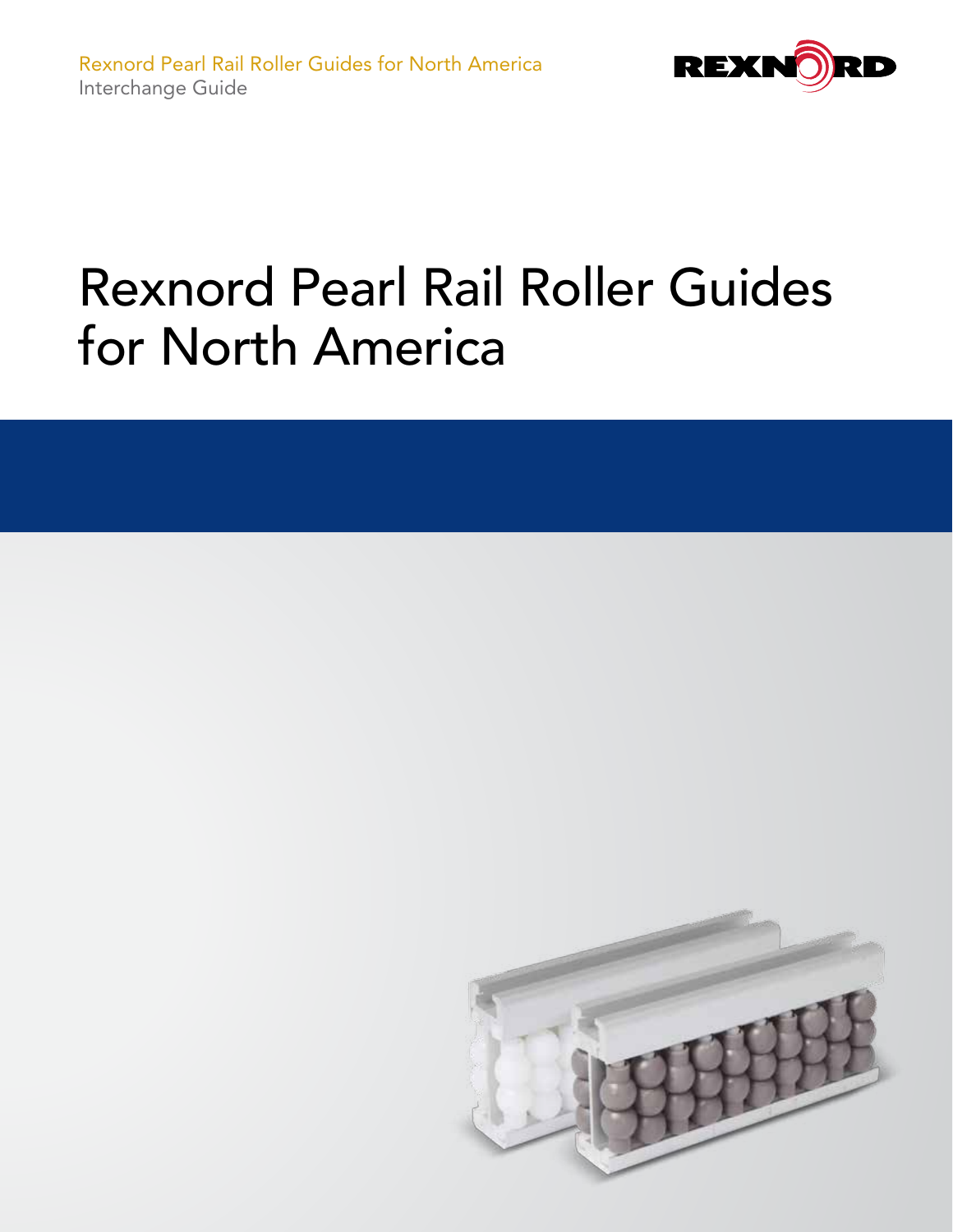Rexnord Pearl Rail Roller Guides for North America
Interchange Guide

REXNORD

# Rexnord Pearl Rail Roller Guides for North America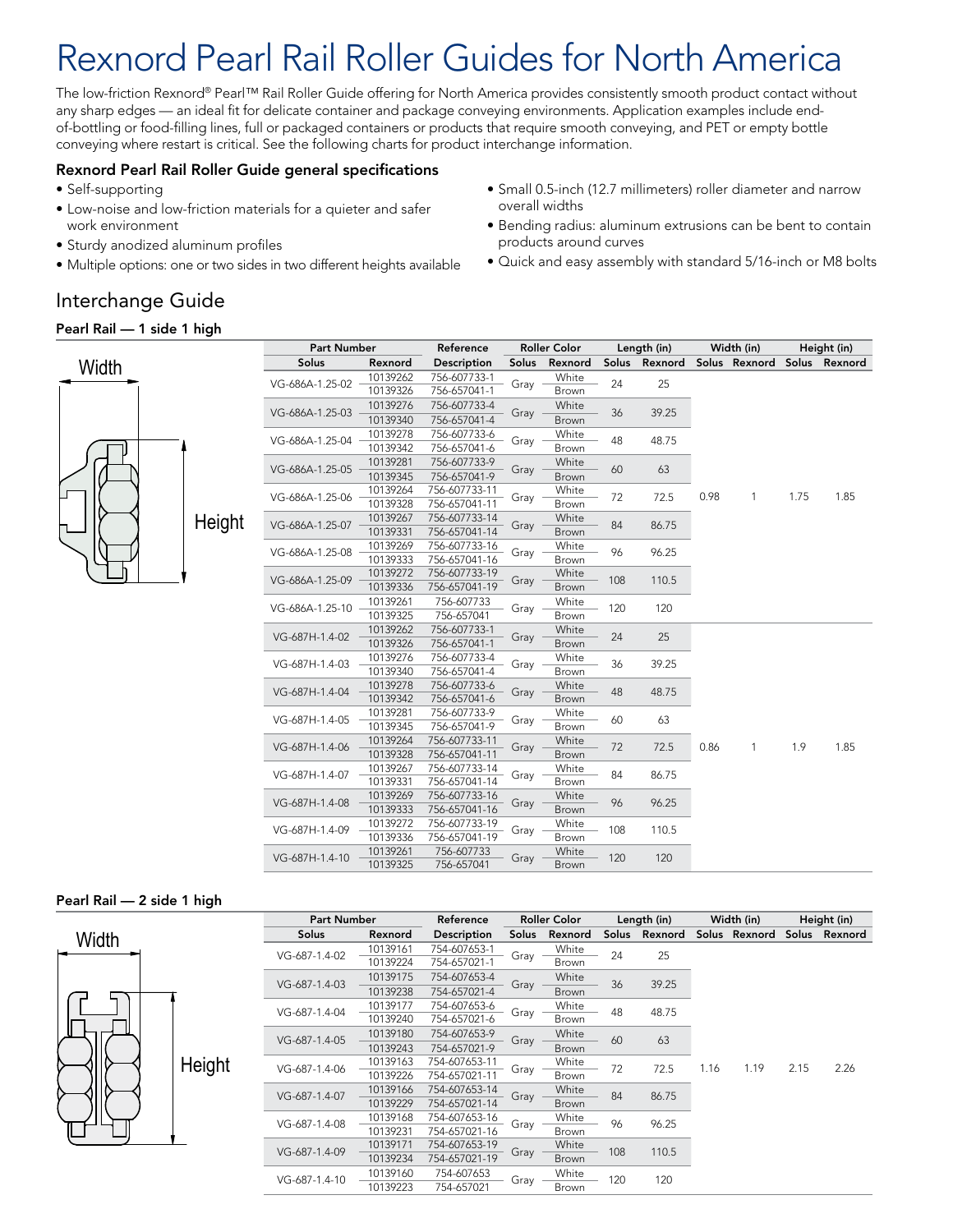# Rexnord Pearl Rail Roller Guides for North America

The low-friction Rexnord® Pearl™ Rail Roller Guide offering for North America provides consistently smooth product contact without any sharp edges — an ideal fit for delicate container and package conveying environments. Application examples include end-of-bottling or food-filling lines, full or packaged containers or products that require smooth conveying, and PET or empty bottle conveying where restart is critical. See the following charts for product interchange information.

### Rexnord Pearl Rail Roller Guide general specifications

- Self-supporting
- Low-noise and low-friction materials for a quieter and safer work environment
- Sturdy anodized aluminum profiles
- Multiple options: one or two sides in two different heights available
- Small 0.5-inch (12.7 millimeters) roller diameter and narrow overall widths
- Bending radius: aluminum extrusions can be bent to contain products around curves
- Quick and easy assembly with standard 5/16-inch or M8 bolts

## Interchange Guide

### Pearl Rail — 1 side 1 high

| Part Number | | Reference | Roller Color | | Length (in) | | Width (in) | | Height (in) | |
|---|---|---|---|---|---|---|---|---|---|---|
| Solus | Rexnord | Description | Solus | Rexnord | Solus | Rexnord | Solus | Rexnord | Solus | Rexnord |
| VG-686A-1.25-02 | 10139262 | 756-607733-1 | Gray | White | 24 | 25 | 0.98 | 1 | 1.75 | 1.85 |
| | 10139326 | 756-657041-1 | | Brown | | | | | | |
| VG-686A-1.25-03 | 10139276 | 756-607733-4 | Gray | White | 36 | 39.25 | | | | |
| | 10139340 | 756-657041-4 | | Brown | | | | | | |
| VG-686A-1.25-04 | 10139278 | 756-607733-6 | Gray | White | 48 | 48.75 | | | | |
| | 10139342 | 756-657041-6 | | Brown | | | | | | |
| VG-686A-1.25-05 | 10139281 | 756-607733-9 | Gray | White | 60 | 63 | | | | |
| | 10139345 | 756-657041-9 | | Brown | | | | | | |
| VG-686A-1.25-06 | 10139264 | 756-607733-11 | Gray | White | 72 | 72.5 | | | | |
| | 10139328 | 756-657041-11 | | Brown | | | | | | |
| VG-686A-1.25-07 | 10139267 | 756-607733-14 | Gray | White | 84 | 86.75 | | | | |
| | 10139331 | 756-657041-14 | | Brown | | | | | | |
| VG-686A-1.25-08 | 10139269 | 756-607733-16 | Gray | White | 96 | 96.25 | | | | |
| | 10139333 | 756-657041-16 | | Brown | | | | | | |
| VG-686A-1.25-09 | 10139272 | 756-607733-19 | Gray | White | 108 | 110.5 | | | | |
| | 10139336 | 756-657041-19 | | Brown | | | | | | |
| VG-686A-1.25-10 | 10139261 | 756-607733 | Gray | White | 120 | 120 | | | | |
| | 10139325 | 756-657041 | | Brown | | | | | | |
| VG-687H-1.4-02 | 10139262 | 756-607733-1 | Gray | White | 24 | 25 | 0.86 | 1 | 1.9 | 1.85 |
| | 10139326 | 756-657041-1 | | Brown | | | | | | |
| VG-687H-1.4-03 | 10139276 | 756-607733-4 | Gray | White | 36 | 39.25 | | | | |
| | 10139340 | 756-657041-4 | | Brown | | | | | | |
| VG-687H-1.4-04 | 10139278 | 756-607733-6 | Gray | White | 48 | 48.75 | | | | |
| | 10139342 | 756-657041-6 | | Brown | | | | | | |
| VG-687H-1.4-05 | 10139281 | 756-607733-9 | Gray | White | 60 | 63 | | | | |
| | 10139345 | 756-657041-9 | | Brown | | | | | | |
| VG-687H-1.4-06 | 10139264 | 756-607733-11 | Gray | White | 72 | 72.5 | | | | |
| | 10139328 | 756-657041-11 | | Brown | | | | | | |
| VG-687H-1.4-07 | 10139267 | 756-607733-14 | Gray | White | 84 | 86.75 | | | | |
| | 10139331 | 756-657041-14 | | Brown | | | | | | |
| VG-687H-1.4-08 | 10139269 | 756-607733-16 | Gray | White | 96 | 96.25 | | | | |
| | 10139333 | 756-657041-16 | | Brown | | | | | | |
| VG-687H-1.4-09 | 10139272 | 756-607733-19 | Gray | White | 108 | 110.5 | | | | |
| | 10139336 | 756-657041-19 | | Brown | | | | | | |
| VG-687H-1.4-10 | 10139261 | 756-607733 | Gray | White | 120 | 120 | | | | |
| | 10139325 | 756-657041 | | Brown | | | | | | |

### Pearl Rail — 2 side 1 high

| Part Number | | Reference | Roller Color | | Length (in) | | Width (in) | | Height (in) | |
|---|---|---|---|---|---|---|---|---|---|---|
| Solus | Rexnord | Description | Solus | Rexnord | Solus | Rexnord | Solus | Rexnord | Solus | Rexnord |
| VG-687-1.4-02 | 10139161 | 754-607653-1 | Gray | White | 24 | 25 | 1.16 | 1.19 | 2.15 | 2.26 |
| | 10139224 | 754-657021-1 | | Brown | | | | | | |
| VG-687-1.4-03 | 10139175 | 754-607653-4 | Gray | White | 36 | 39.25 | | | | |
| | 10139238 | 754-657021-4 | | Brown | | | | | | |
| VG-687-1.4-04 | 10139177 | 754-607653-6 | Gray | White | 48 | 48.75 | | | | |
| | 10139240 | 754-657021-6 | | Brown | | | | | | |
| VG-687-1.4-05 | 10139180 | 754-607653-9 | Gray | White | 60 | 63 | | | | |
| | 10139243 | 754-657021-9 | | Brown | | | | | | |
| VG-687-1.4-06 | 10139163 | 754-607653-11 | Gray | White | 72 | 72.5 | | | | |
| | 10139226 | 754-657021-11 | | Brown | | | | | | |
| VG-687-1.4-07 | 10139166 | 754-607653-14 | Gray | White | 84 | 86.75 | | | | |
| | 10139229 | 754-657021-14 | | Brown | | | | | | |
| VG-687-1.4-08 | 10139168 | 754-607653-16 | Gray | White | 96 | 96.25 | | | | |
| | 10139231 | 754-657021-16 | | Brown | | | | | | |
| VG-687-1.4-09 | 10139171 | 754-607653-19 | Gray | White | 108 | 110.5 | | | | |
| | 10139234 | 754-657021-19 | | Brown | | | | | | |
| VG-687-1.4-10 | 10139160 | 754-607653 | Gray | White | 120 | 120 | | | | |
| | 10139223 | 754-657021 | | Brown | | | | | | |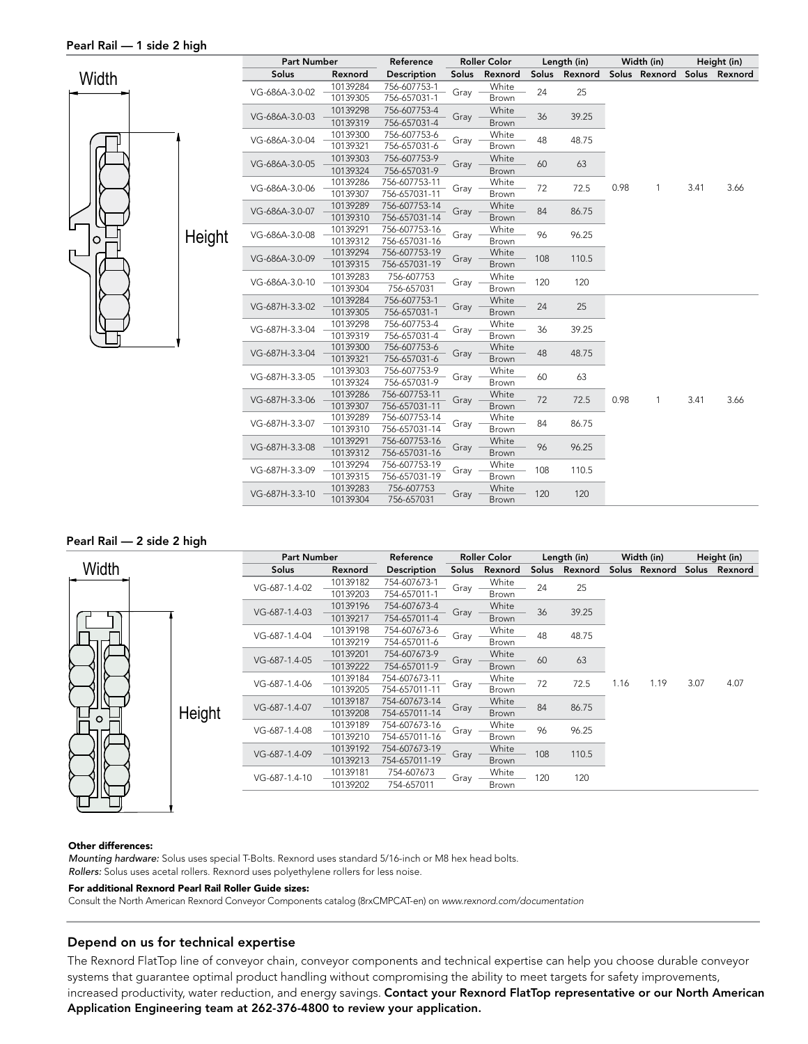### Pearl Rail — 1 side 2 high

Width

Height

| Part Number | | Reference | Roller Color | | Length (in) | | Width (in) | | Height (in) | |
|---|---|---|---|---|---|---|---|---|---|---|
| Solus | Rexnord | Description | Solus | Rexnord | Solus | Rexnord | Solus | Rexnord | Solus | Rexnord |
| VG-686A-3.0-02 | 10139284 | 756-607753-1 | Gray | White | 24 | 25 | 0.98 | 1 | 3.41 | 3.66 |
| | 10139305 | 756-657031-1 | | Brown | | | | | | |
| VG-686A-3.0-03 | 10139298 | 756-607753-4 | Gray | White | 36 | 39.25 | | | | |
| | 10139319 | 756-657031-4 | | Brown | | | | | | |
| VG-686A-3.0-04 | 10139300 | 756-607753-6 | Gray | White | 48 | 48.75 | | | | |
| | 10139321 | 756-657031-6 | | Brown | | | | | | |
| VG-686A-3.0-05 | 10139303 | 756-607753-9 | Gray | White | 60 | 63 | | | | |
| | 10139324 | 756-657031-9 | | Brown | | | | | | |
| VG-686A-3.0-06 | 10139286 | 756-607753-11 | Gray | White | 72 | 72.5 | | | | |
| | 10139307 | 756-657031-11 | | Brown | | | | | | |
| VG-686A-3.0-07 | 10139289 | 756-607753-14 | Gray | White | 84 | 86.75 | | | | |
| | 10139310 | 756-657031-14 | | Brown | | | | | | |
| VG-686A-3.0-08 | 10139291 | 756-607753-16 | Gray | White | 96 | 96.25 | | | | |
| | 10139312 | 756-657031-16 | | Brown | | | | | | |
| VG-686A-3.0-09 | 10139294 | 756-607753-19 | Gray | White | 108 | 110.5 | | | | |
| | 10139315 | 756-657031-19 | | Brown | | | | | | |
| VG-686A-3.0-10 | 10139283 | 756-607753 | Gray | White | 120 | 120 | | | | |
| | 10139304 | 756-657031 | | Brown | | | | | | |
| VG-687H-3.3-02 | 10139284 | 756-607753-1 | Gray | White | 24 | 25 | 0.98 | 1 | 3.41 | 3.66 |
| | 10139305 | 756-657031-1 | | Brown | | | | | | |
| VG-687H-3.3-04 | 10139298 | 756-607753-4 | Gray | White | 36 | 39.25 | | | | |
| | 10139319 | 756-657031-4 | | Brown | | | | | | |
| VG-687H-3.3-04 | 10139300 | 756-607753-6 | Gray | White | 48 | 48.75 | | | | |
| | 10139321 | 756-657031-6 | | Brown | | | | | | |
| VG-687H-3.3-05 | 10139303 | 756-607753-9 | Gray | White | 60 | 63 | | | | |
| | 10139324 | 756-657031-9 | | Brown | | | | | | |
| VG-687H-3.3-06 | 10139286 | 756-607753-11 | Gray | White | 72 | 72.5 | | | | |
| | 10139307 | 756-657031-11 | | Brown | | | | | | |
| VG-687H-3.3-07 | 10139289 | 756-607753-14 | Gray | White | 84 | 86.75 | | | | |
| | 10139310 | 756-657031-14 | | Brown | | | | | | |
| VG-687H-3.3-08 | 10139291 | 756-607753-16 | Gray | White | 96 | 96.25 | | | | |
| | 10139312 | 756-657031-16 | | Brown | | | | | | |
| VG-687H-3.3-09 | 10139294 | 756-607753-19 | Gray | White | 108 | 110.5 | | | | |
| | 10139315 | 756-657031-19 | | Brown | | | | | | |
| VG-687H-3.3-10 | 10139283 | 756-607753 | Gray | White | 120 | 120 | | | | |
| | 10139304 | 756-657031 | | Brown | | | | | | |

### Pearl Rail — 2 side 2 high

Width

Height

| Part Number | | Reference | Roller Color | | Length (in) | | Width (in) | | Height (in) | |
|---|---|---|---|---|---|---|---|---|---|---|
| Solus | Rexnord | Description | Solus | Rexnord | Solus | Rexnord | Solus | Rexnord | Solus | Rexnord |
| VG-687-1.4-02 | 10139182 | 754-607673-1 | Gray | White | 24 | 25 | 1.16 | 1.19 | 3.07 | 4.07 |
| | 10139203 | 754-657011-1 | | Brown | | | | | | |
| VG-687-1.4-03 | 10139196 | 754-607673-4 | Gray | White | 36 | 39.25 | | | | |
| | 10139217 | 754-657011-4 | | Brown | | | | | | |
| VG-687-1.4-04 | 10139198 | 754-607673-6 | Gray | White | 48 | 48.75 | | | | |
| | 10139219 | 754-657011-6 | | Brown | | | | | | |
| VG-687-1.4-05 | 10139201 | 754-607673-9 | Gray | White | 60 | 63 | | | | |
| | 10139222 | 754-657011-9 | | Brown | | | | | | |
| VG-687-1.4-06 | 10139184 | 754-607673-11 | Gray | White | 72 | 72.5 | | | | |
| | 10139205 | 754-657011-11 | | Brown | | | | | | |
| VG-687-1.4-07 | 10139187 | 754-607673-14 | Gray | White | 84 | 86.75 | | | | |
| | 10139208 | 754-657011-14 | | Brown | | | | | | |
| VG-687-1.4-08 | 10139189 | 754-607673-16 | Gray | White | 96 | 96.25 | | | | |
| | 10139210 | 754-657011-16 | | Brown | | | | | | |
| VG-687-1.4-09 | 10139192 | 754-607673-19 | Gray | White | 108 | 110.5 | | | | |
| | 10139213 | 754-657011-19 | | Brown | | | | | | |
| VG-687-1.4-10 | 10139181 | 754-607673 | Gray | White | 120 | 120 | | | | |
| | 10139202 | 754-657011 | | Brown | | | | | | |

**Other differences:**

*Mounting hardware:* Solus uses special T-Bolts. Rexnord uses standard 5/16-inch or M8 hex head bolts.
*Rollers:* Solus uses acetal rollers. Rexnord uses polyethylene rollers for less noise.

**For additional Rexnord Pearl Rail Roller Guide sizes:**
Consult the North American Rexnord Conveyor Components catalog (8rxCMPCAT-en) on *www.rexnord.com/documentation*

---

## Depend on us for technical expertise

The Rexnord FlatTop line of conveyor chain, conveyor components and technical expertise can help you choose durable conveyor systems that guarantee optimal product handling without compromising the ability to meet targets for safety improvements, increased productivity, water reduction, and energy savings. **Contact your Rexnord FlatTop representative or our North American Application Engineering team at 262-376-4800 to review your application.**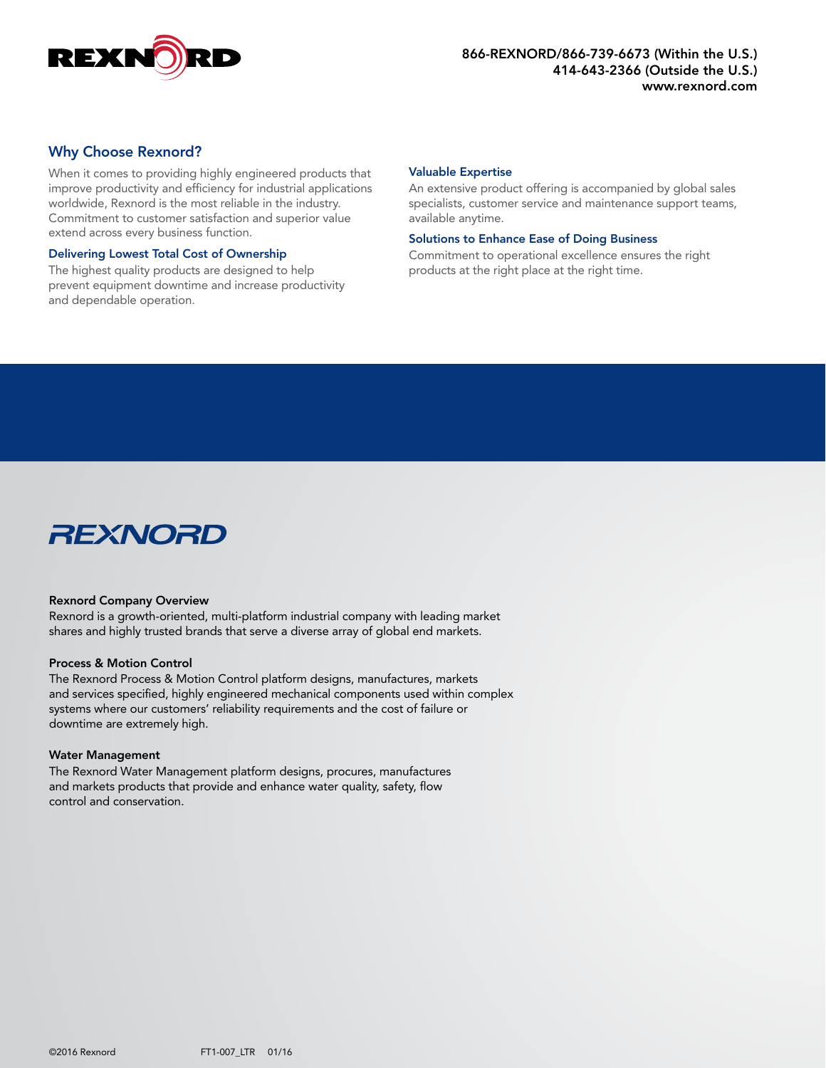866-REXNORD/866-739-6673 (Within the U.S.)
414-643-2366 (Outside the U.S.)
www.rexnord.com

## Why Choose Rexnord?

When it comes to providing highly engineered products that improve productivity and efficiency for industrial applications worldwide, Rexnord is the most reliable in the industry. Commitment to customer satisfaction and superior value extend across every business function.

### Delivering Lowest Total Cost of Ownership

The highest quality products are designed to help prevent equipment downtime and increase productivity and dependable operation.

### Valuable Expertise

An extensive product offering is accompanied by global sales specialists, customer service and maintenance support teams, available anytime.

### Solutions to Enhance Ease of Doing Business

Commitment to operational excellence ensures the right products at the right place at the right time.

## REXNORD

**Rexnord Company Overview**

Rexnord is a growth-oriented, multi-platform industrial company with leading market shares and highly trusted brands that serve a diverse array of global end markets.

**Process & Motion Control**

The Rexnord Process & Motion Control platform designs, manufactures, markets and services specified, highly engineered mechanical components used within complex systems where our customers' reliability requirements and the cost of failure or downtime are extremely high.

**Water Management**

The Rexnord Water Management platform designs, procures, manufactures and markets products that provide and enhance water quality, safety, flow control and conservation.

©2016 Rexnord FT1-007_LTR 01/16